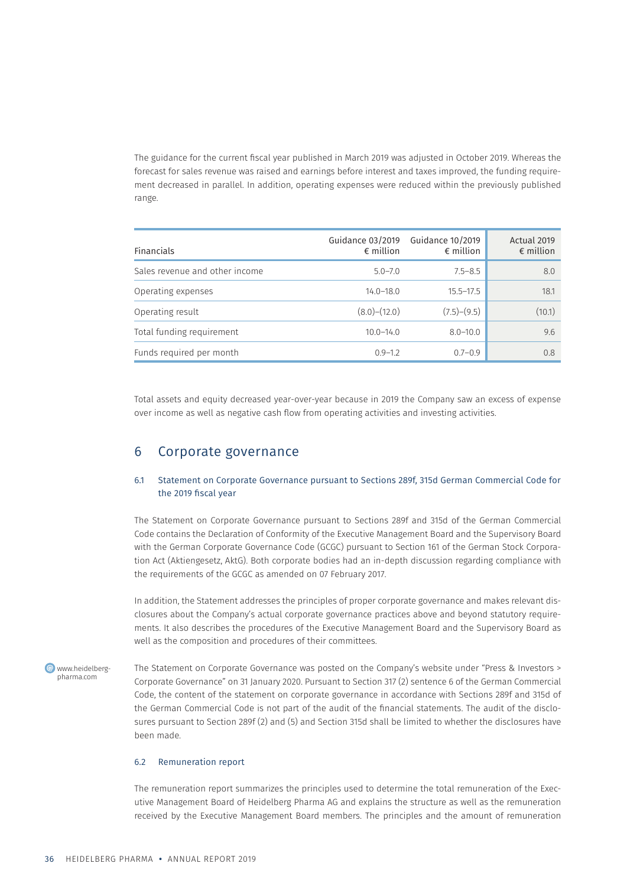The guidance for the current fiscal year published in March 2019 was adjusted in October 2019. Whereas the forecast for sales revenue was raised and earnings before interest and taxes improved, the funding requirement decreased in parallel. In addition, operating expenses were reduced within the previously published range.

| Financials | Guidance 03/2019 € million | Guidance 10/2019 € million | Actual 2019 € million |
|---|---|---|---|
| Sales revenue and other income | 5.0–7.0 | 7.5–8.5 | 8.0 |
| Operating expenses | 14.0–18.0 | 15.5–17.5 | 18.1 |
| Operating result | (8.0)–(12.0) | (7.5)–(9.5) | (10.1) |
| Total funding requirement | 10.0–14.0 | 8.0–10.0 | 9.6 |
| Funds required per month | 0.9–1.2 | 0.7–0.9 | 0.8 |

Total assets and equity decreased year-over-year because in 2019 the Company saw an excess of expense over income as well as negative cash flow from operating activities and investing activities.

# 6 Corporate governance

## 6.1 Statement on Corporate Governance pursuant to Sections 289f, 315d German Commercial Code for the 2019 fiscal year

The Statement on Corporate Governance pursuant to Sections 289f and 315d of the German Commercial Code contains the Declaration of Conformity of the Executive Management Board and the Supervisory Board with the German Corporate Governance Code (GCGC) pursuant to Section 161 of the German Stock Corporation Act (Aktiengesetz, AktG). Both corporate bodies had an in-depth discussion regarding compliance with the requirements of the GCGC as amended on 07 February 2017.

In addition, the Statement addresses the principles of proper corporate governance and makes relevant disclosures about the Company's actual corporate governance practices above and beyond statutory requirements. It also describes the procedures of the Executive Management Board and the Supervisory Board as well as the composition and procedures of their committees.

www.heidelberg-pharma.com

The Statement on Corporate Governance was posted on the Company's website under "Press & Investors > Corporate Governance" on 31 January 2020. Pursuant to Section 317 (2) sentence 6 of the German Commercial Code, the content of the statement on corporate governance in accordance with Sections 289f and 315d of the German Commercial Code is not part of the audit of the financial statements. The audit of the disclosures pursuant to Section 289f (2) and (5) and Section 315d shall be limited to whether the disclosures have been made.

## 6.2 Remuneration report

The remuneration report summarizes the principles used to determine the total remuneration of the Executive Management Board of Heidelberg Pharma AG and explains the structure as well as the remuneration received by the Executive Management Board members. The principles and the amount of remuneration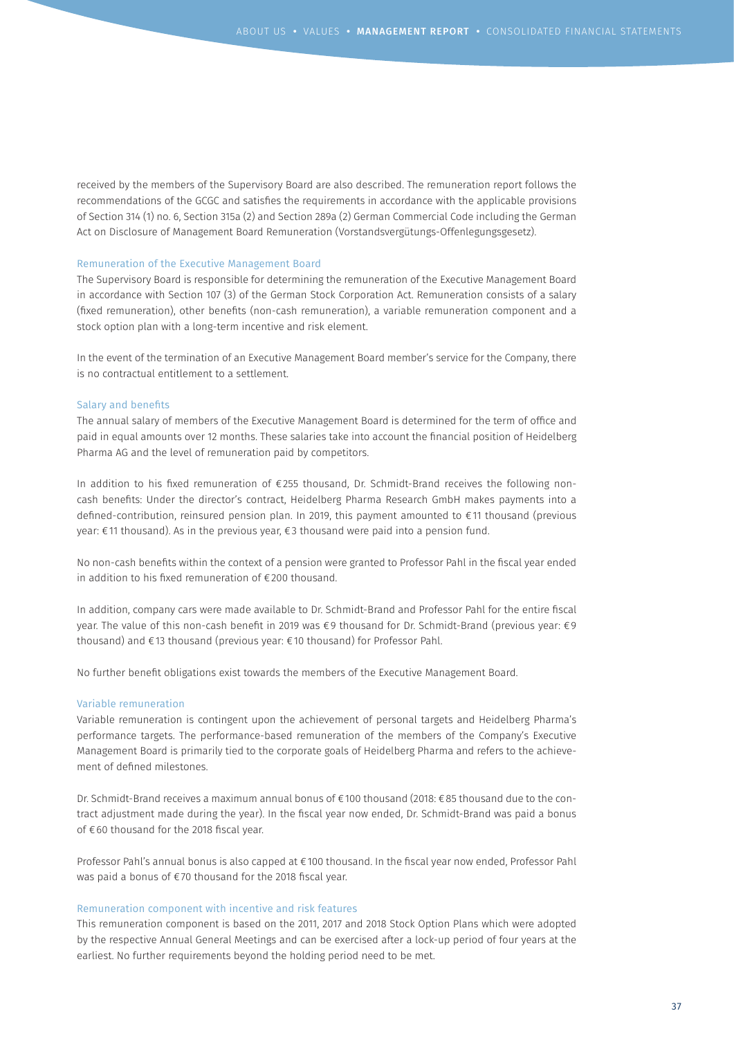received by the members of the Supervisory Board are also described. The remuneration report follows the recommendations of the GCGC and satisfies the requirements in accordance with the applicable provisions of Section 314 (1) no. 6, Section 315a (2) and Section 289a (2) German Commercial Code including the German Act on Disclosure of Management Board Remuneration (Vorstandsvergütungs-Offenlegungsgesetz).

### Remuneration of the Executive Management Board

The Supervisory Board is responsible for determining the remuneration of the Executive Management Board in accordance with Section 107 (3) of the German Stock Corporation Act. Remuneration consists of a salary (fixed remuneration), other benefits (non-cash remuneration), a variable remuneration component and a stock option plan with a long-term incentive and risk element.

In the event of the termination of an Executive Management Board member's service for the Company, there is no contractual entitlement to a settlement.

### Salary and benefits

The annual salary of members of the Executive Management Board is determined for the term of office and paid in equal amounts over 12 months. These salaries take into account the financial position of Heidelberg Pharma AG and the level of remuneration paid by competitors.

In addition to his fixed remuneration of €255 thousand, Dr. Schmidt-Brand receives the following non-cash benefits: Under the director's contract, Heidelberg Pharma Research GmbH makes payments into a defined-contribution, reinsured pension plan. In 2019, this payment amounted to €11 thousand (previous year: €11 thousand). As in the previous year, €3 thousand were paid into a pension fund.

No non-cash benefits within the context of a pension were granted to Professor Pahl in the fiscal year ended in addition to his fixed remuneration of €200 thousand.

In addition, company cars were made available to Dr. Schmidt-Brand and Professor Pahl for the entire fiscal year. The value of this non-cash benefit in 2019 was €9 thousand for Dr. Schmidt-Brand (previous year: €9 thousand) and €13 thousand (previous year: €10 thousand) for Professor Pahl.

No further benefit obligations exist towards the members of the Executive Management Board.

### Variable remuneration

Variable remuneration is contingent upon the achievement of personal targets and Heidelberg Pharma's performance targets. The performance-based remuneration of the members of the Company's Executive Management Board is primarily tied to the corporate goals of Heidelberg Pharma and refers to the achievement of defined milestones.

Dr. Schmidt-Brand receives a maximum annual bonus of €100 thousand (2018: €85 thousand due to the contract adjustment made during the year). In the fiscal year now ended, Dr. Schmidt-Brand was paid a bonus of €60 thousand for the 2018 fiscal year.

Professor Pahl's annual bonus is also capped at €100 thousand. In the fiscal year now ended, Professor Pahl was paid a bonus of €70 thousand for the 2018 fiscal year.

### Remuneration component with incentive and risk features

This remuneration component is based on the 2011, 2017 and 2018 Stock Option Plans which were adopted by the respective Annual General Meetings and can be exercised after a lock-up period of four years at the earliest. No further requirements beyond the holding period need to be met.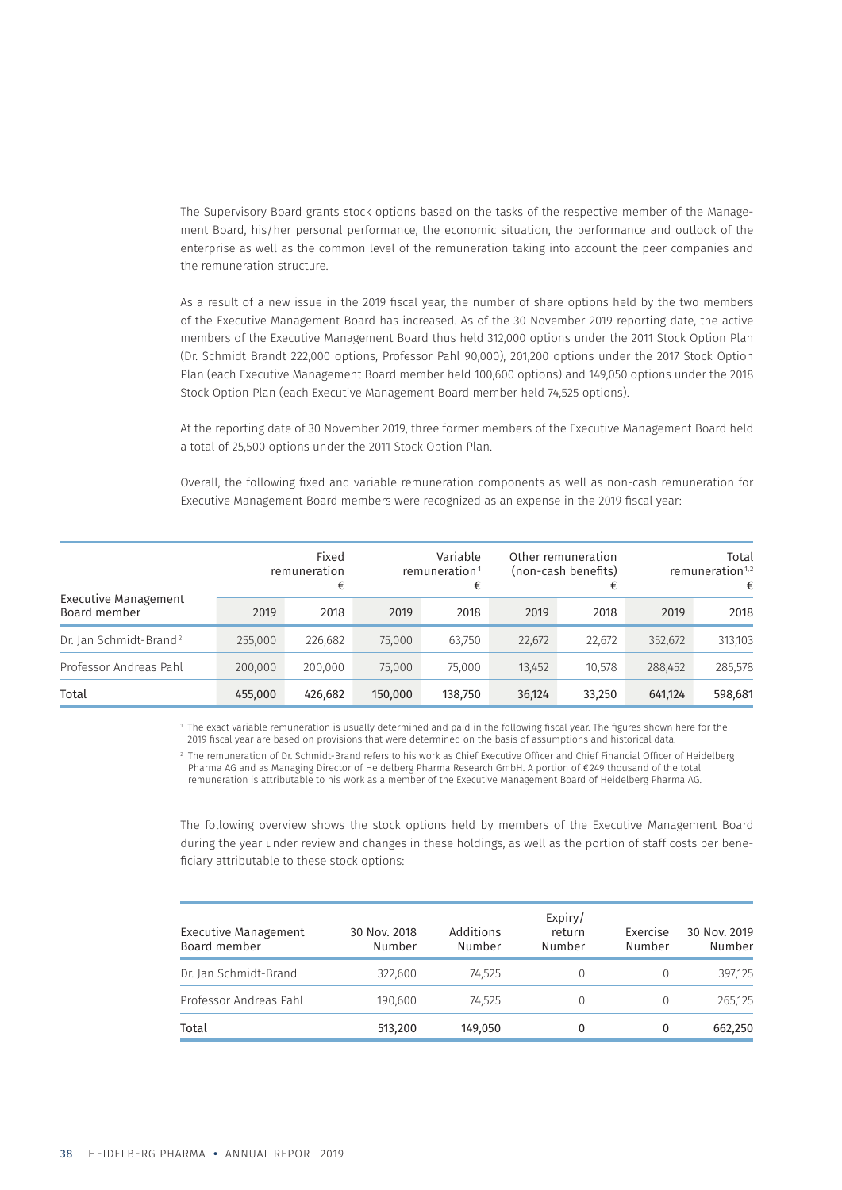The Supervisory Board grants stock options based on the tasks of the respective member of the Management Board, his/her personal performance, the economic situation, the performance and outlook of the enterprise as well as the common level of the remuneration taking into account the peer companies and the remuneration structure.

As a result of a new issue in the 2019 fiscal year, the number of share options held by the two members of the Executive Management Board has increased. As of the 30 November 2019 reporting date, the active members of the Executive Management Board thus held 312,000 options under the 2011 Stock Option Plan (Dr. Schmidt Brandt 222,000 options, Professor Pahl 90,000), 201,200 options under the 2017 Stock Option Plan (each Executive Management Board member held 100,600 options) and 149,050 options under the 2018 Stock Option Plan (each Executive Management Board member held 74,525 options).

At the reporting date of 30 November 2019, three former members of the Executive Management Board held a total of 25,500 options under the 2011 Stock Option Plan.

Overall, the following fixed and variable remuneration components as well as non-cash remuneration for Executive Management Board members were recognized as an expense in the 2019 fiscal year:

| Executive Management Board member | Fixed remuneration € | | Variable remuneration[1] € | | Other remuneration (non-cash benefits) € | | Total remuneration[1,2] € | |
|---|---|---|---|---|---|---|---|---|
| | 2019 | 2018 | 2019 | 2018 | 2019 | 2018 | 2019 | 2018 |
| Dr. Jan Schmidt-Brand[2] | 255,000 | 226,682 | 75,000 | 63,750 | 22,672 | 22,672 | 352,672 | 313,103 |
| Professor Andreas Pahl | 200,000 | 200,000 | 75,000 | 75,000 | 13,452 | 10,578 | 288,452 | 285,578 |
| **Total** | **455,000** | **426,682** | **150,000** | **138,750** | **36,124** | **33,250** | **641,124** | **598,681** |

[1] The exact variable remuneration is usually determined and paid in the following fiscal year. The figures shown here for the 2019 fiscal year are based on provisions that were determined on the basis of assumptions and historical data.

[2] The remuneration of Dr. Schmidt-Brand refers to his work as Chief Executive Officer and Chief Financial Officer of Heidelberg Pharma AG and as Managing Director of Heidelberg Pharma Research GmbH. A portion of €249 thousand of the total remuneration is attributable to his work as a member of the Executive Management Board of Heidelberg Pharma AG.

The following overview shows the stock options held by members of the Executive Management Board during the year under review and changes in these holdings, as well as the portion of staff costs per beneficiary attributable to these stock options:

| Executive Management Board member | 30 Nov. 2018 Number | Additions Number | Expiry/ return Number | Exercise Number | 30 Nov. 2019 Number |
|---|---|---|---|---|---|
| Dr. Jan Schmidt-Brand | 322,600 | 74,525 | 0 | 0 | 397,125 |
| Professor Andreas Pahl | 190,600 | 74,525 | 0 | 0 | 265,125 |
| **Total** | **513,200** | **149,050** | **0** | **0** | **662,250** |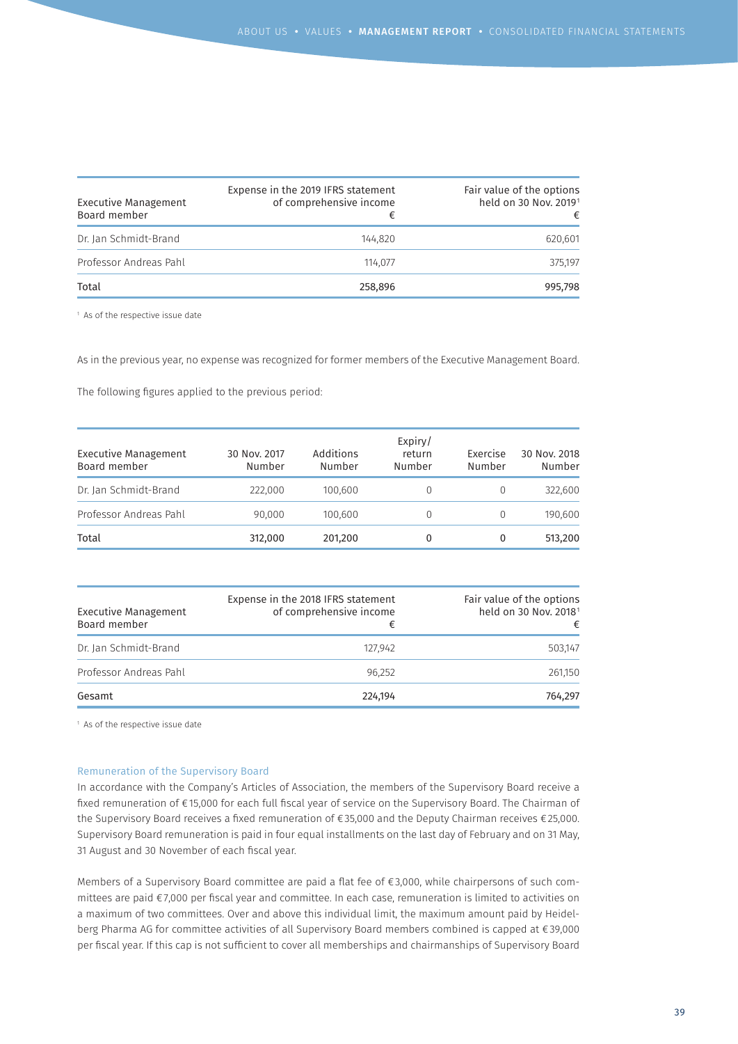| Executive Management Board member | Expense in the 2019 IFRS statement of comprehensive income € | Fair value of the options held on 30 Nov. 2019[1] € |
|---|---|---|
| Dr. Jan Schmidt-Brand | 144,820 | 620,601 |
| Professor Andreas Pahl | 114,077 | 375,197 |
| Total | 258,896 | 995,798 |

[1] As of the respective issue date

As in the previous year, no expense was recognized for former members of the Executive Management Board.

The following figures applied to the previous period:

| Executive Management Board member | 30 Nov. 2017 Number | Additions Number | Expiry/ return Number | Exercise Number | 30 Nov. 2018 Number |
|---|---|---|---|---|---|
| Dr. Jan Schmidt-Brand | 222,000 | 100,600 | 0 | 0 | 322,600 |
| Professor Andreas Pahl | 90,000 | 100,600 | 0 | 0 | 190,600 |
| Total | 312,000 | 201,200 | 0 | 0 | 513,200 |

| Executive Management Board member | Expense in the 2018 IFRS statement of comprehensive income € | Fair value of the options held on 30 Nov. 2018[1] € |
|---|---|---|
| Dr. Jan Schmidt-Brand | 127,942 | 503,147 |
| Professor Andreas Pahl | 96,252 | 261,150 |
| Gesamt | 224,194 | 764,297 |

[1] As of the respective issue date

### Remuneration of the Supervisory Board

In accordance with the Company's Articles of Association, the members of the Supervisory Board receive a fixed remuneration of €15,000 for each full fiscal year of service on the Supervisory Board. The Chairman of the Supervisory Board receives a fixed remuneration of €35,000 and the Deputy Chairman receives €25,000. Supervisory Board remuneration is paid in four equal installments on the last day of February and on 31 May, 31 August and 30 November of each fiscal year.

Members of a Supervisory Board committee are paid a flat fee of €3,000, while chairpersons of such committees are paid €7,000 per fiscal year and committee. In each case, remuneration is limited to activities on a maximum of two committees. Over and above this individual limit, the maximum amount paid by Heidelberg Pharma AG for committee activities of all Supervisory Board members combined is capped at €39,000 per fiscal year. If this cap is not sufficient to cover all memberships and chairmanships of Supervisory Board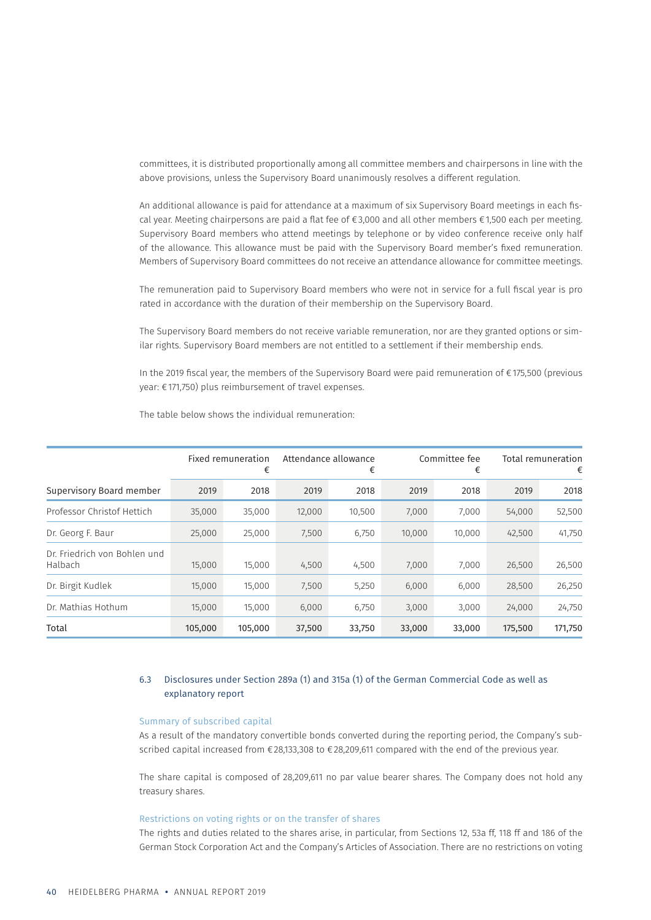committees, it is distributed proportionally among all committee members and chairpersons in line with the above provisions, unless the Supervisory Board unanimously resolves a different regulation.

An additional allowance is paid for attendance at a maximum of six Supervisory Board meetings in each fiscal year. Meeting chairpersons are paid a flat fee of €3,000 and all other members €1,500 each per meeting. Supervisory Board members who attend meetings by telephone or by video conference receive only half of the allowance. This allowance must be paid with the Supervisory Board member's fixed remuneration. Members of Supervisory Board committees do not receive an attendance allowance for committee meetings.

The remuneration paid to Supervisory Board members who were not in service for a full fiscal year is pro rated in accordance with the duration of their membership on the Supervisory Board.

The Supervisory Board members do not receive variable remuneration, nor are they granted options or similar rights. Supervisory Board members are not entitled to a settlement if their membership ends.

In the 2019 fiscal year, the members of the Supervisory Board were paid remuneration of €175,500 (previous year: €171,750) plus reimbursement of travel expenses.

The table below shows the individual remuneration:

| | Fixed remuneration € | | Attendance allowance € | | Committee fee € | | Total remuneration € | |
|---|---|---|---|---|---|---|---|---|
| Supervisory Board member | 2019 | 2018 | 2019 | 2018 | 2019 | 2018 | 2019 | 2018 |
| Professor Christof Hettich | 35,000 | 35,000 | 12,000 | 10,500 | 7,000 | 7,000 | 54,000 | 52,500 |
| Dr. Georg F. Baur | 25,000 | 25,000 | 7,500 | 6,750 | 10,000 | 10,000 | 42,500 | 41,750 |
| Dr. Friedrich von Bohlen und Halbach | 15,000 | 15,000 | 4,500 | 4,500 | 7,000 | 7,000 | 26,500 | 26,500 |
| Dr. Birgit Kudlek | 15,000 | 15,000 | 7,500 | 5,250 | 6,000 | 6,000 | 28,500 | 26,250 |
| Dr. Mathias Hothum | 15,000 | 15,000 | 6,000 | 6,750 | 3,000 | 3,000 | 24,000 | 24,750 |
| Total | 105,000 | 105,000 | 37,500 | 33,750 | 33,000 | 33,000 | 175,500 | 171,750 |

### 6.3 Disclosures under Section 289a (1) and 315a (1) of the German Commercial Code as well as explanatory report

#### Summary of subscribed capital

As a result of the mandatory convertible bonds converted during the reporting period, the Company's subscribed capital increased from €28,133,308 to €28,209,611 compared with the end of the previous year.

The share capital is composed of 28,209,611 no par value bearer shares. The Company does not hold any treasury shares.

#### Restrictions on voting rights or on the transfer of shares

The rights and duties related to the shares arise, in particular, from Sections 12, 53a ff, 118 ff and 186 of the German Stock Corporation Act and the Company's Articles of Association. There are no restrictions on voting